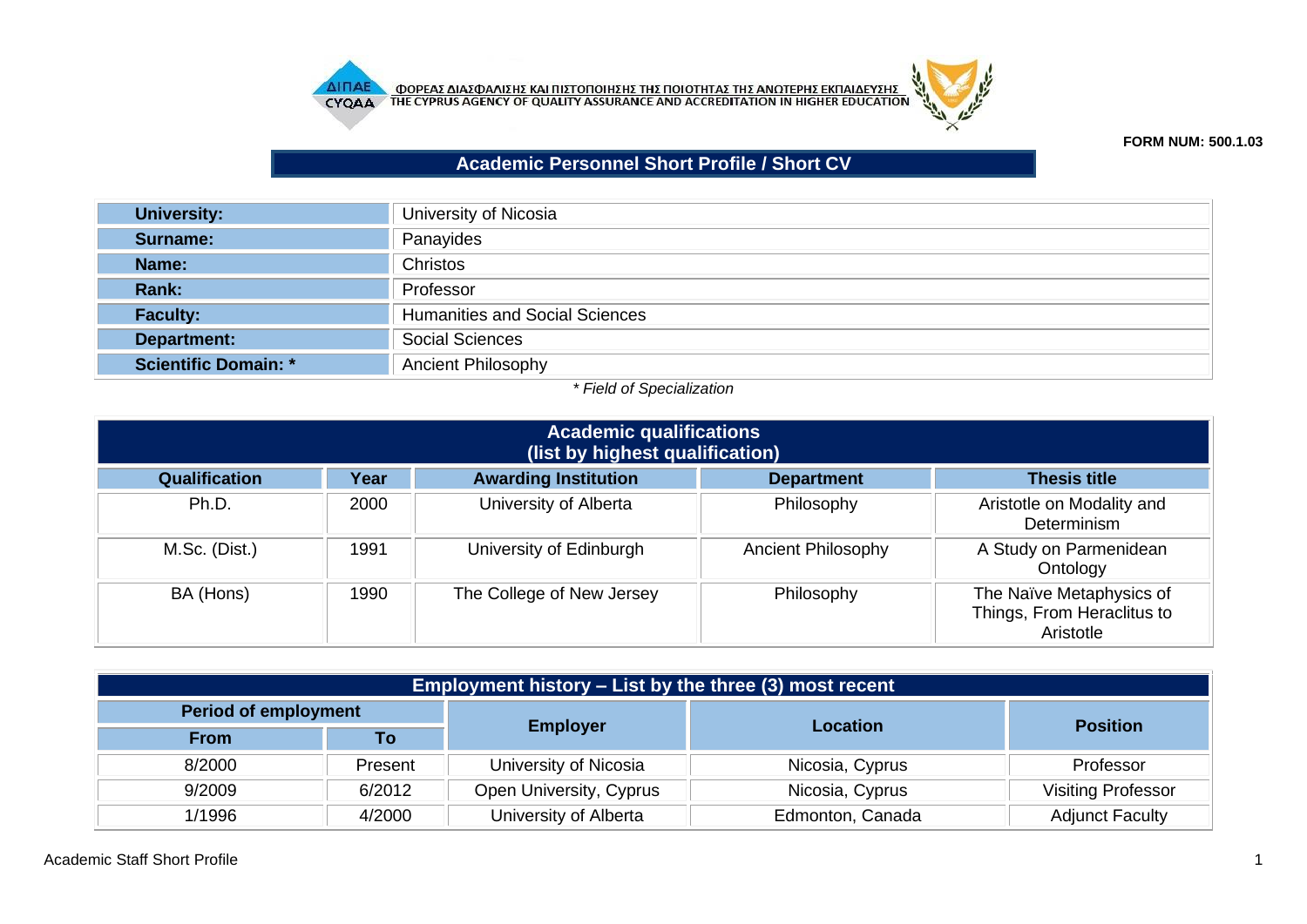ΦΟΡΕΑΣ ΔΙΑΣΦΑΛΙΣΗΣ ΚΑΙ ΠΙΣΤΟΠΟΙΗΣΗΣ ΤΗΣ ΠΟΙΟΤΗΤΑΣ ΤΗΣ ΑΝΩΤΕΡΗΣ ΕΚΠΑΙΔΕΥΣΗΣ
THE CYPRUS AGENCY OF QUALITY ASSURANCE AND ACCREDITATION IN HIGHER EDUCATION

**FORM NUM: 500.1.03**

# Academic Personnel Short Profile / Short CV

| | |
|---|---|
| **University:** | University of Nicosia |
| **Surname:** | Panayides |
| **Name:** | Christos |
| **Rank:** | Professor |
| **Faculty:** | Humanities and Social Sciences |
| **Department:** | Social Sciences |
| **Scientific Domain: *** | Ancient Philosophy |

*\* Field of Specialization*

## Academic qualifications (list by highest qualification)

| Qualification | Year | Awarding Institution | Department | Thesis title |
|---|---|---|---|---|
| Ph.D. | 2000 | University of Alberta | Philosophy | Aristotle on Modality and Determinism |
| M.Sc. (Dist.) | 1991 | University of Edinburgh | Ancient Philosophy | A Study on Parmenidean Ontology |
| BA (Hons) | 1990 | The College of New Jersey | Philosophy | The Naïve Metaphysics of Things, From Heraclitus to Aristotle |

## Employment history – List by the three (3) most recent

| Period of employment | | Employer | Location | Position |
|---|---|---|---|---|
| From | To | | | |
| 8/2000 | Present | University of Nicosia | Nicosia, Cyprus | Professor |
| 9/2009 | 6/2012 | Open University, Cyprus | Nicosia, Cyprus | Visiting Professor |
| 1/1996 | 4/2000 | University of Alberta | Edmonton, Canada | Adjunct Faculty |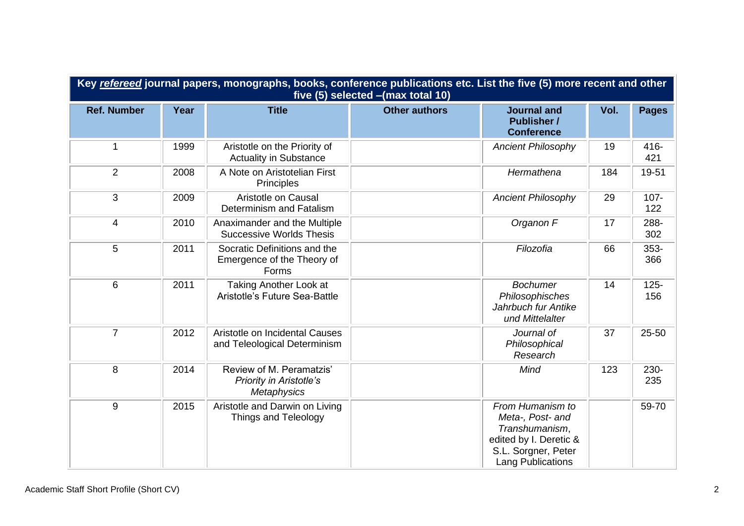| Key ***refereed*** journal papers, monographs, books, conference publications etc. List the five (5) more recent and other five (5) selected –(max total 10) | | | | | | |
|---|---|---|---|---|---|---|
| **Ref. Number** | **Year** | **Title** | **Other authors** | **Journal and Publisher / Conference** | **Vol.** | **Pages** |
| 1 | 1999 | Aristotle on the Priority of Actuality in Substance | | *Ancient Philosophy* | 19 | 416-421 |
| 2 | 2008 | A Note on Aristotelian First Principles | | *Hermathena* | 184 | 19-51 |
| 3 | 2009 | Aristotle on Causal Determinism and Fatalism | | *Ancient Philosophy* | 29 | 107-122 |
| 4 | 2010 | Anaximander and the Multiple Successive Worlds Thesis | | *Organon F* | 17 | 288-302 |
| 5 | 2011 | Socratic Definitions and the Emergence of the Theory of Forms | | *Filozofia* | 66 | 353-366 |
| 6 | 2011 | Taking Another Look at Aristotle's Future Sea-Battle | | *Bochumer Philosophisches Jahrbuch fur Antike und Mittelalter* | 14 | 125-156 |
| 7 | 2012 | Aristotle on Incidental Causes and Teleological Determinism | | *Journal of Philosophical Research* | 37 | 25-50 |
| 8 | 2014 | Review of M. Peramatzis' *Priority in Aristotle's Metaphysics* | | *Mind* | 123 | 230-235 |
| 9 | 2015 | Aristotle and Darwin on Living Things and Teleology | | *From Humanism to Meta-, Post- and Transhumanism*, edited by I. Deretic & S.L. Sorgner, Peter Lang Publications | | 59-70 |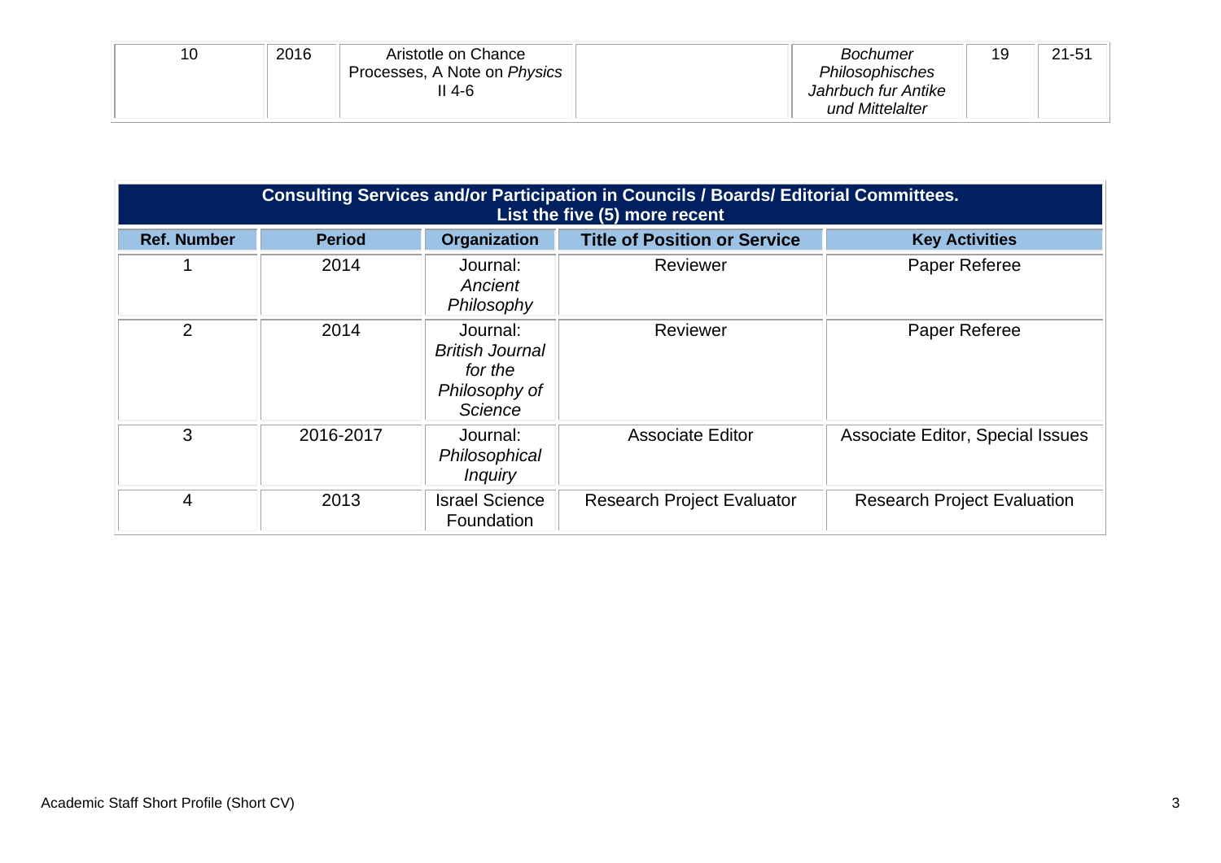| | | | | | | |
|---|---|---|---|---|---|---|
| 10 | 2016 | Aristotle on Chance Processes, A Note on *Physics* II 4-6 | | *Bochumer Philosophisches Jahrbuch fur Antike und Mittelalter* | 19 | 21-51 |

| **Consulting Services and/or Participation in Councils / Boards/ Editorial Committees. List the five (5) more recent** | | | | |
|---|---|---|---|---|
| **Ref. Number** | **Period** | **Organization** | **Title of Position or Service** | **Key Activities** |
| 1 | 2014 | Journal: *Ancient Philosophy* | Reviewer | Paper Referee |
| 2 | 2014 | Journal: *British Journal for the Philosophy of Science* | Reviewer | Paper Referee |
| 3 | 2016-2017 | Journal: *Philosophical Inquiry* | Associate Editor | Associate Editor, Special Issues |
| 4 | 2013 | Israel Science Foundation | Research Project Evaluator | Research Project Evaluation |